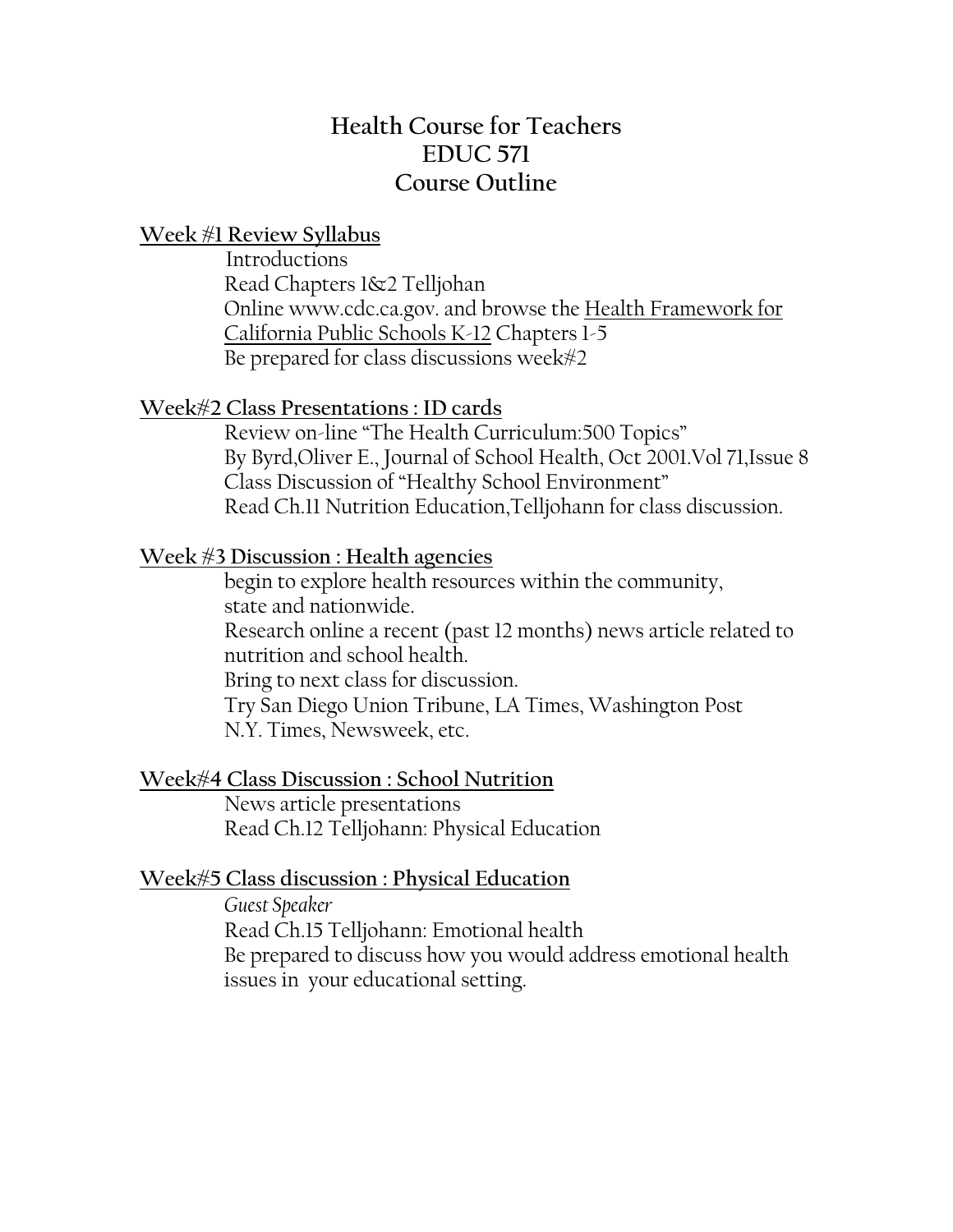# Health Course for Teachers
# EDUC 571
# Course Outline

<u>**Week #1 Review Syllabus**</u>

Introductions
Read Chapters 1&2 Telljohan
Online www.cdc.ca.gov. and browse the <u>Health Framework for California Public Schools K-12</u> Chapters 1-5
Be prepared for class discussions week#2

<u>**Week#2 Class Presentations : ID cards**</u>

Review on-line "The Health Curriculum:500 Topics"
By Byrd,Oliver E., Journal of School Health, Oct 2001.Vol 71,Issue 8
Class Discussion of "Healthy School Environment"
Read Ch.11 Nutrition Education,Telljohann for class discussion.

<u>**Week #3 Discussion : Health agencies**</u>

begin to explore health resources within the community, state and nationwide.
Research online a recent (past 12 months) news article related to nutrition and school health.
Bring to next class for discussion.
Try San Diego Union Tribune, LA Times, Washington Post N.Y. Times, Newsweek, etc.

<u>**Week#4 Class Discussion : School Nutrition**</u>

News article presentations
Read Ch.12 Telljohann: Physical Education

<u>**Week#5 Class discussion : Physical Education**</u>

*Guest Speaker*
Read Ch.15 Telljohann: Emotional health
Be prepared to discuss how you would address emotional health issues in your educational setting.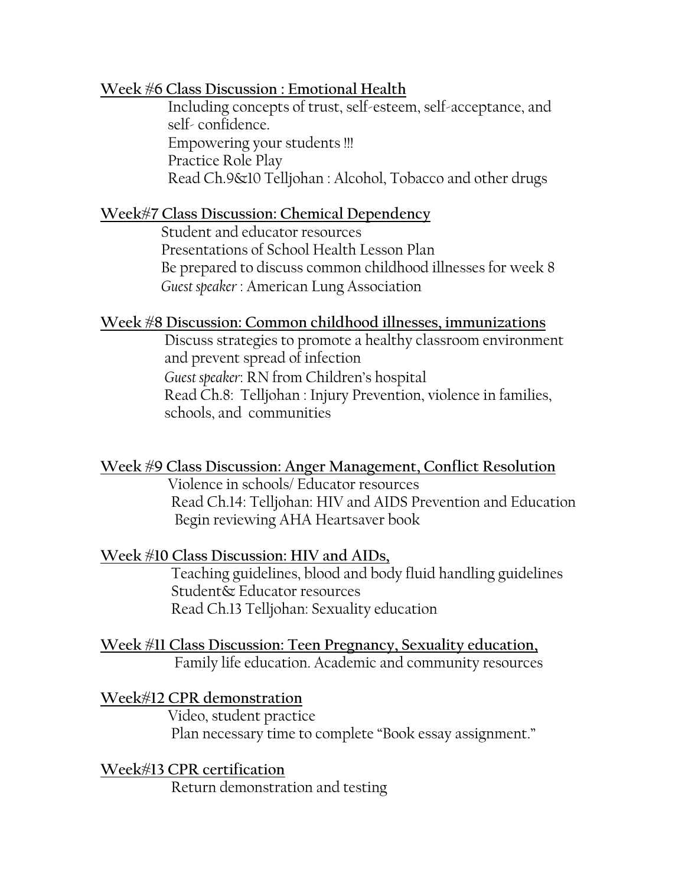**<u>Week #6 Class Discussion : Emotional Health</u>**

Including concepts of trust, self-esteem, self-acceptance, and self- confidence.
Empowering your students !!!
Practice Role Play
Read Ch.9&10 Telljohan : Alcohol, Tobacco and other drugs

**<u>Week#7 Class Discussion: Chemical Dependency</u>**

Student and educator resources
Presentations of School Health Lesson Plan
Be prepared to discuss common childhood illnesses for week 8
*Guest speaker* : American Lung Association

**<u>Week #8 Discussion: Common childhood illnesses, immunizations</u>**

Discuss strategies to promote a healthy classroom environment and prevent spread of infection
*Guest speaker*: RN from Children's hospital
Read Ch.8: Telljohan : Injury Prevention, violence in families, schools, and communities

**<u>Week #9 Class Discussion: Anger Management, Conflict Resolution</u>**

Violence in schools/ Educator resources
Read Ch.14: Telljohan: HIV and AIDS Prevention and Education
Begin reviewing AHA Heartsaver book

**<u>Week #10 Class Discussion: HIV and AIDs,</u>**

Teaching guidelines, blood and body fluid handling guidelines
Student& Educator resources
Read Ch.13 Telljohan: Sexuality education

**<u>Week #11 Class Discussion: Teen Pregnancy, Sexuality education,</u>**

Family life education. Academic and community resources

**<u>Week#12 CPR demonstration</u>**

Video, student practice
Plan necessary time to complete "Book essay assignment."

**<u>Week#13 CPR certification</u>**

Return demonstration and testing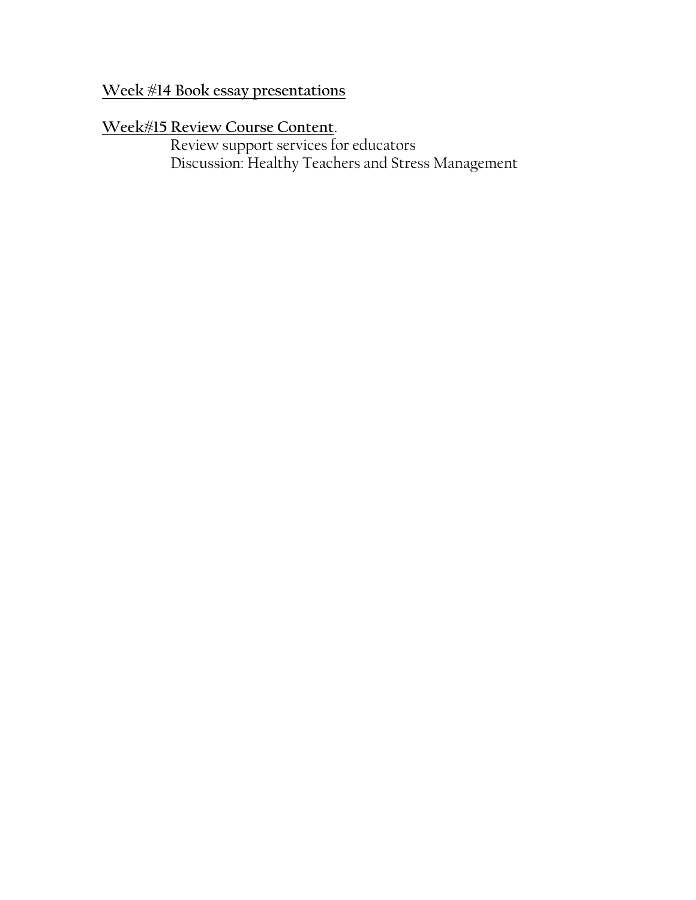**<u>Week #14 Book essay presentations</u>**

**<u>Week#15 Review Course Content</u>**.

Review support services for educators
Discussion: Healthy Teachers and Stress Management